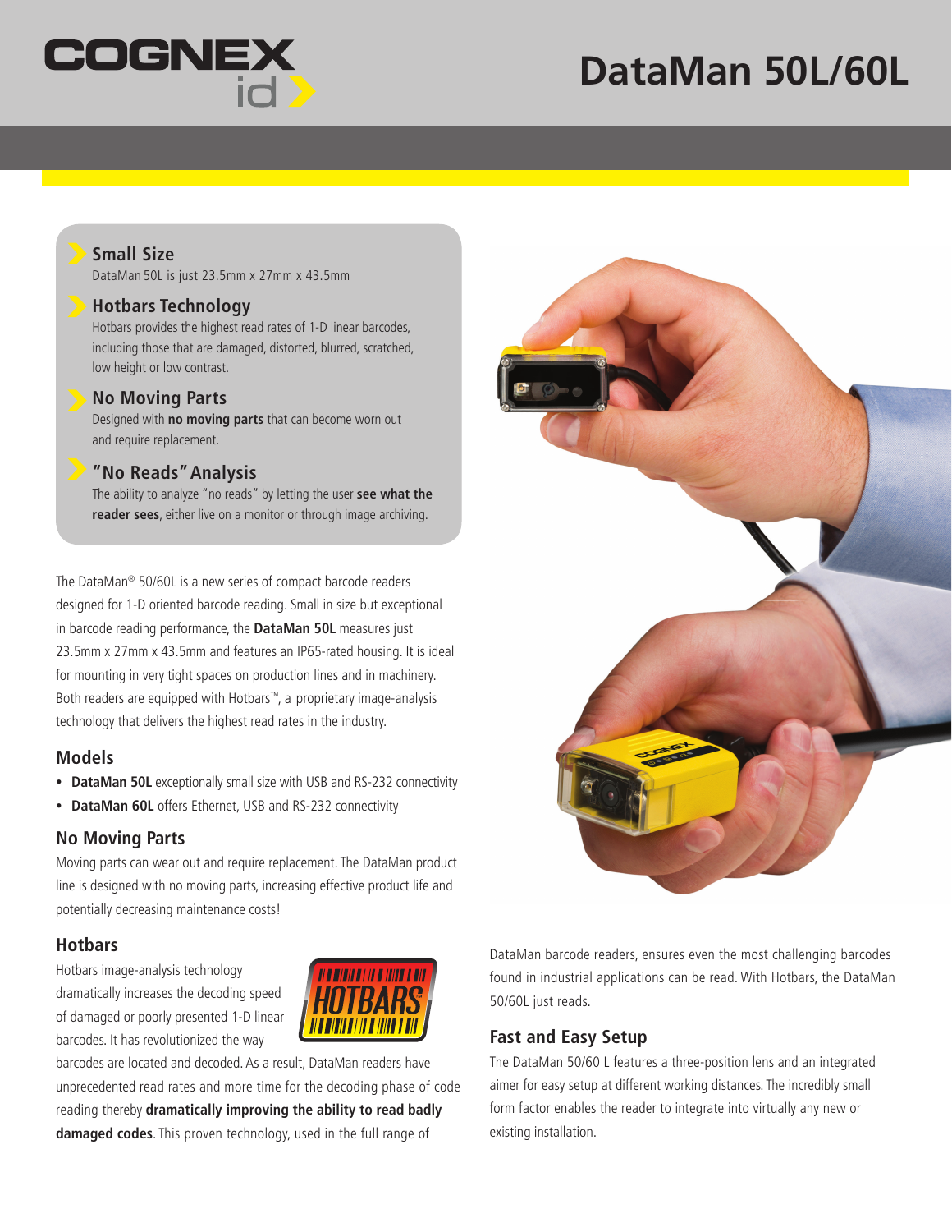# DataMan 50L/60L

### Small Size
DataMan 50L is just 23.5mm x 27mm x 43.5mm

### Hotbars Technology
Hotbars provides the highest read rates of 1-D linear barcodes, including those that are damaged, distorted, blurred, scratched, low height or low contrast.

### No Moving Parts
Designed with **no moving parts** that can become worn out and require replacement.

### "No Reads" Analysis
The ability to analyze "no reads" by letting the user **see what the reader sees**, either live on a monitor or through image archiving.

The DataMan® 50/60L is a new series of compact barcode readers designed for 1-D oriented barcode reading. Small in size but exceptional in barcode reading performance, the **DataMan 50L** measures just 23.5mm x 27mm x 43.5mm and features an IP65-rated housing. It is ideal for mounting in very tight spaces on production lines and in machinery. Both readers are equipped with Hotbars™, a proprietary image-analysis technology that delivers the highest read rates in the industry.

## Models

- **DataMan 50L** exceptionally small size with USB and RS-232 connectivity
- **DataMan 60L** offers Ethernet, USB and RS-232 connectivity

## No Moving Parts

Moving parts can wear out and require replacement. The DataMan product line is designed with no moving parts, increasing effective product life and potentially decreasing maintenance costs!

## Hotbars

Hotbars image-analysis technology dramatically increases the decoding speed of damaged or poorly presented 1-D linear barcodes. It has revolutionized the way barcodes are located and decoded. As a result, DataMan readers have unprecedented read rates and more time for the decoding phase of code reading thereby **dramatically improving the ability to read badly damaged codes**. This proven technology, used in the full range of DataMan barcode readers, ensures even the most challenging barcodes found in industrial applications can be read. With Hotbars, the DataMan 50/60L just reads.

## Fast and Easy Setup

The DataMan 50/60 L features a three-position lens and an integrated aimer for easy setup at different working distances. The incredibly small form factor enables the reader to integrate into virtually any new or existing installation.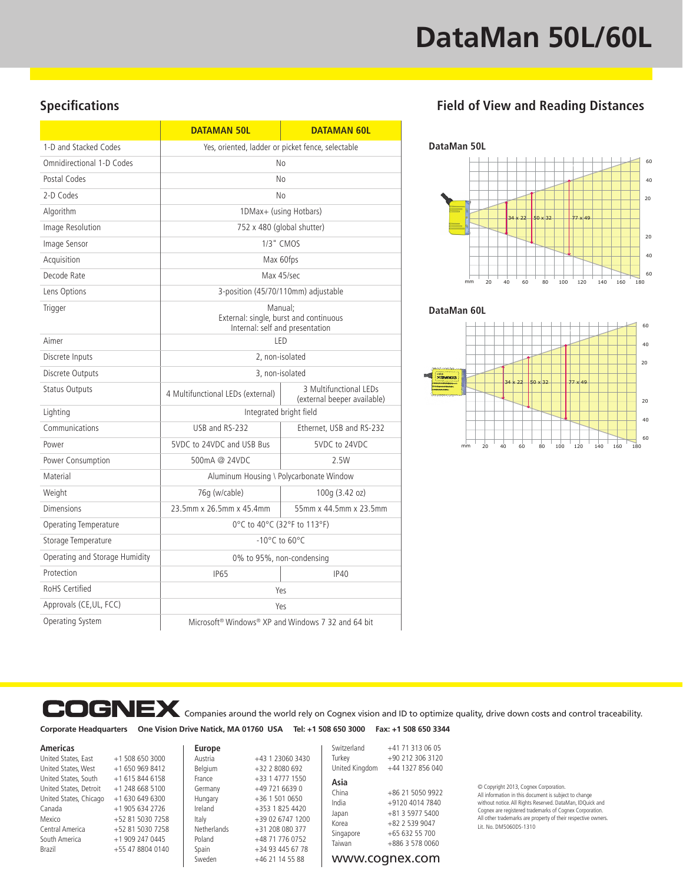# DataMan 50L/60L

## Specifications

| | DATAMAN 50L | DATAMAN 60L |
|---|---|---|
| 1-D and Stacked Codes | Yes, oriented, ladder or picket fence, selectable | |
| Omnidirectional 1-D Codes | No | |
| Postal Codes | No | |
| 2-D Codes | No | |
| Algorithm | 1DMax+ (using Hotbars) | |
| Image Resolution | 752 x 480 (global shutter) | |
| Image Sensor | 1/3" CMOS | |
| Acquisition | Max 60fps | |
| Decode Rate | Max 45/sec | |
| Lens Options | 3-position (45/70/110mm) adjustable | |
| Trigger | Manual; External: single, burst and continuous Internal: self and presentation | |
| Aimer | LED | |
| Discrete Inputs | 2, non-isolated | |
| Discrete Outputs | 3, non-isolated | |
| Status Outputs | 4 Multifunctional LEDs (external) | 3 Multifunctional LEDs (external beeper available) |
| Lighting | Integrated bright field | |
| Communications | USB and RS-232 | Ethernet, USB and RS-232 |
| Power | 5VDC to 24VDC and USB Bus | 5VDC to 24VDC |
| Power Consumption | 500mA @ 24VDC | 2.5W |
| Material | Aluminum Housing \ Polycarbonate Window | |
| Weight | 76g (w/cable) | 100g (3.42 oz) |
| Dimensions | 23.5mm x 26.5mm x 45.4mm | 55mm x 44.5mm x 23.5mm |
| Operating Temperature | 0°C to 40°C (32°F to 113°F) | |
| Storage Temperature | -10°C to 60°C | |
| Operating and Storage Humidity | 0% to 95%, non-condensing | |
| Protection | IP65 | IP40 |
| RoHS Certified | Yes | |
| Approvals (CE,UL, FCC) | Yes | |
| Operating System | Microsoft® Windows® XP and Windows 7 32 and 64 bit | |

## Field of View and Reading Distances

**DataMan 50L**

34 x 22
50 x 32
77 x 49
mm 20 40 60 80 100 120 140 160 180
60 40 20 20 40 60

**DataMan 60L**

34 x 22
50 x 32
77 x 49
mm 20 40 60 80 100 120 140 160 180
60 40 20 20 40 60

**COGNEX** Companies around the world rely on Cognex vision and ID to optimize quality, drive down costs and control traceability.

**Corporate Headquarters One Vision Drive Natick, MA 01760 USA Tel: +1 508 650 3000 Fax: +1 508 650 3344**

**Americas**

| | |
|---|---|
| United States, East | +1 508 650 3000 |
| United States, West | +1 650 969 8412 |
| United States, South | +1 615 844 6158 |
| United States, Detroit | +1 248 668 5100 |
| United States, Chicago | +1 630 649 6300 |
| Canada | +1 905 634 2726 |
| Mexico | +52 81 5030 7258 |
| Central America | +52 81 5030 7258 |
| South America | +1 909 247 0445 |
| Brazil | +55 47 8804 0140 |

**Europe**

| | |
|---|---|
| Austria | +43 1 23060 3430 |
| Belgium | +32 2 8080 692 |
| France | +33 1 4777 1550 |
| Germany | +49 721 6639 0 |
| Hungary | +36 1 501 0650 |
| Ireland | +353 1 825 4420 |
| Italy | +39 02 6747 1200 |
| Netherlands | +31 208 080 377 |
| Poland | +48 71 776 0752 |
| Spain | +34 93 445 67 78 |
| Sweden | +46 21 14 55 88 |
| Switzerland | +41 71 313 06 05 |
| Turkey | +90 212 306 3120 |
| United Kingdom | +44 1327 856 040 |

**Asia**

| | |
|---|---|
| China | +86 21 5050 9922 |
| India | +9120 4014 7840 |
| Japan | +81 3 5977 5400 |
| Korea | +82 2 539 9047 |
| Singapore | +65 632 55 700 |
| Taiwan | +886 3 578 0060 |

www.cognex.com

© Copyright 2013, Cognex Corporation.
All information in this document is subject to change without notice. All Rights Reserved. DataMan, IDQuick and Cognex are registered trademarks of Cognex Corporation. All other trademarks are property of their respective owners.
Lit. No. DM5060DS-1310